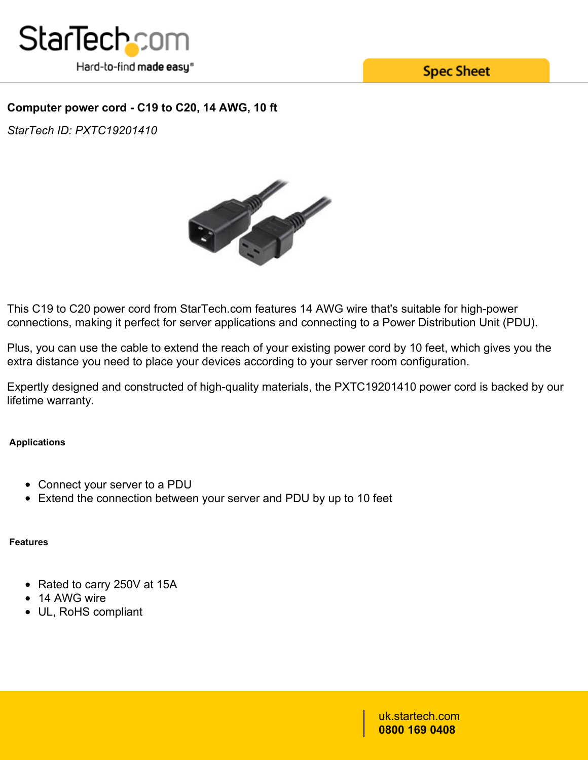# Computer power cord - C19 to C20, 14 AWG, 10 ft

*StarTech ID: PXTC19201410*

This C19 to C20 power cord from StarTech.com features 14 AWG wire that's suitable for high-power connections, making it perfect for server applications and connecting to a Power Distribution Unit (PDU).

Plus, you can use the cable to extend the reach of your existing power cord by 10 feet, which gives you the extra distance you need to place your devices according to your server room configuration.

Expertly designed and constructed of high-quality materials, the PXTC19201410 power cord is backed by our lifetime warranty.

## Applications

- Connect your server to a PDU
- Extend the connection between your server and PDU by up to 10 feet

## Features

- Rated to carry 250V at 15A
- 14 AWG wire
- UL, RoHS compliant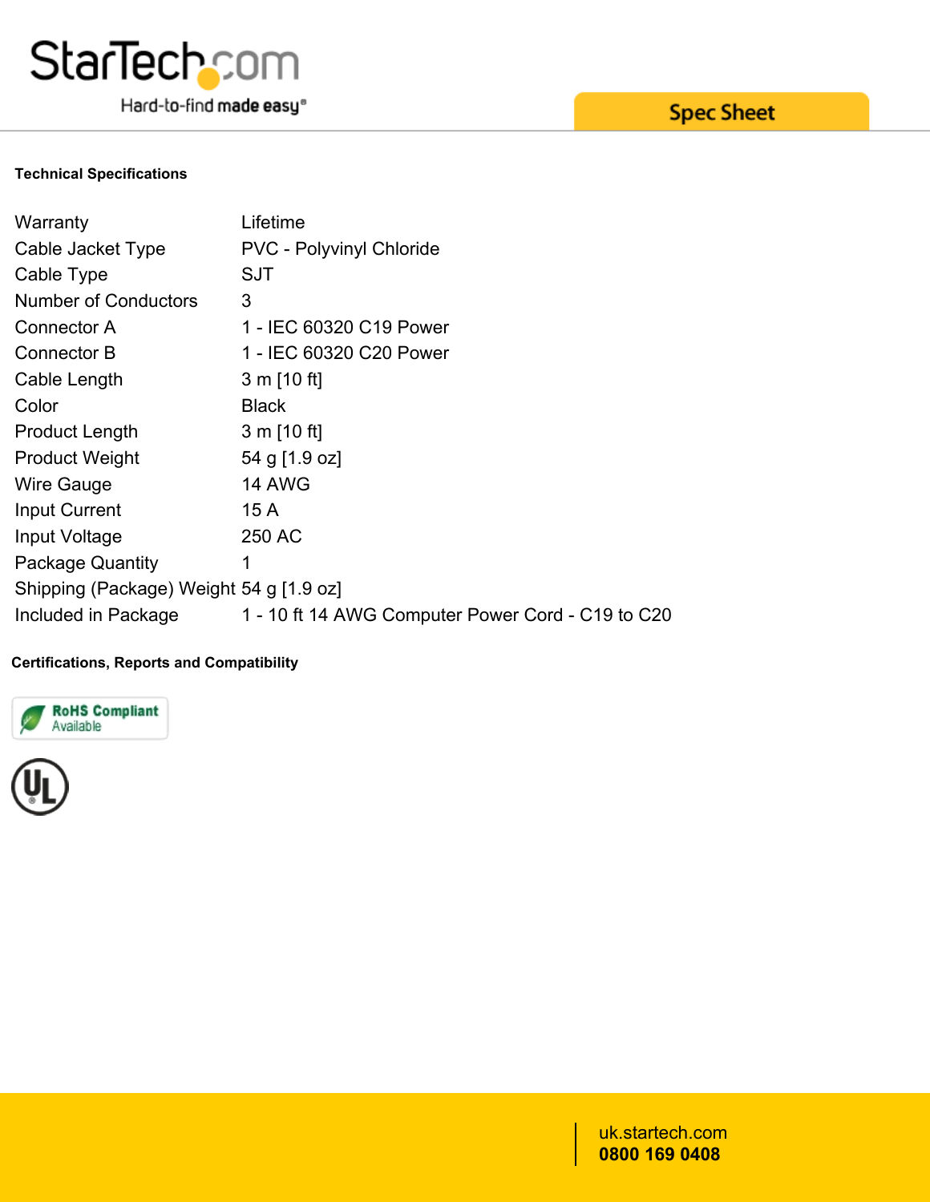### Technical Specifications

| | |
|---|---|
| Warranty | Lifetime |
| Cable Jacket Type | PVC - Polyvinyl Chloride |
| Cable Type | SJT |
| Number of Conductors | 3 |
| Connector A | 1 - IEC 60320 C19 Power |
| Connector B | 1 - IEC 60320 C20 Power |
| Cable Length | 3 m [10 ft] |
| Color | Black |
| Product Length | 3 m [10 ft] |
| Product Weight | 54 g [1.9 oz] |
| Wire Gauge | 14 AWG |
| Input Current | 15 A |
| Input Voltage | 250 AC |
| Package Quantity | 1 |
| Shipping (Package) Weight | 54 g [1.9 oz] |
| Included in Package | 1 - 10 ft 14 AWG Computer Power Cord - C19 to C20 |

### Certifications, Reports and Compatibility

RoHS Compliant Available

UL

uk.startech.com
**0800 169 0408**